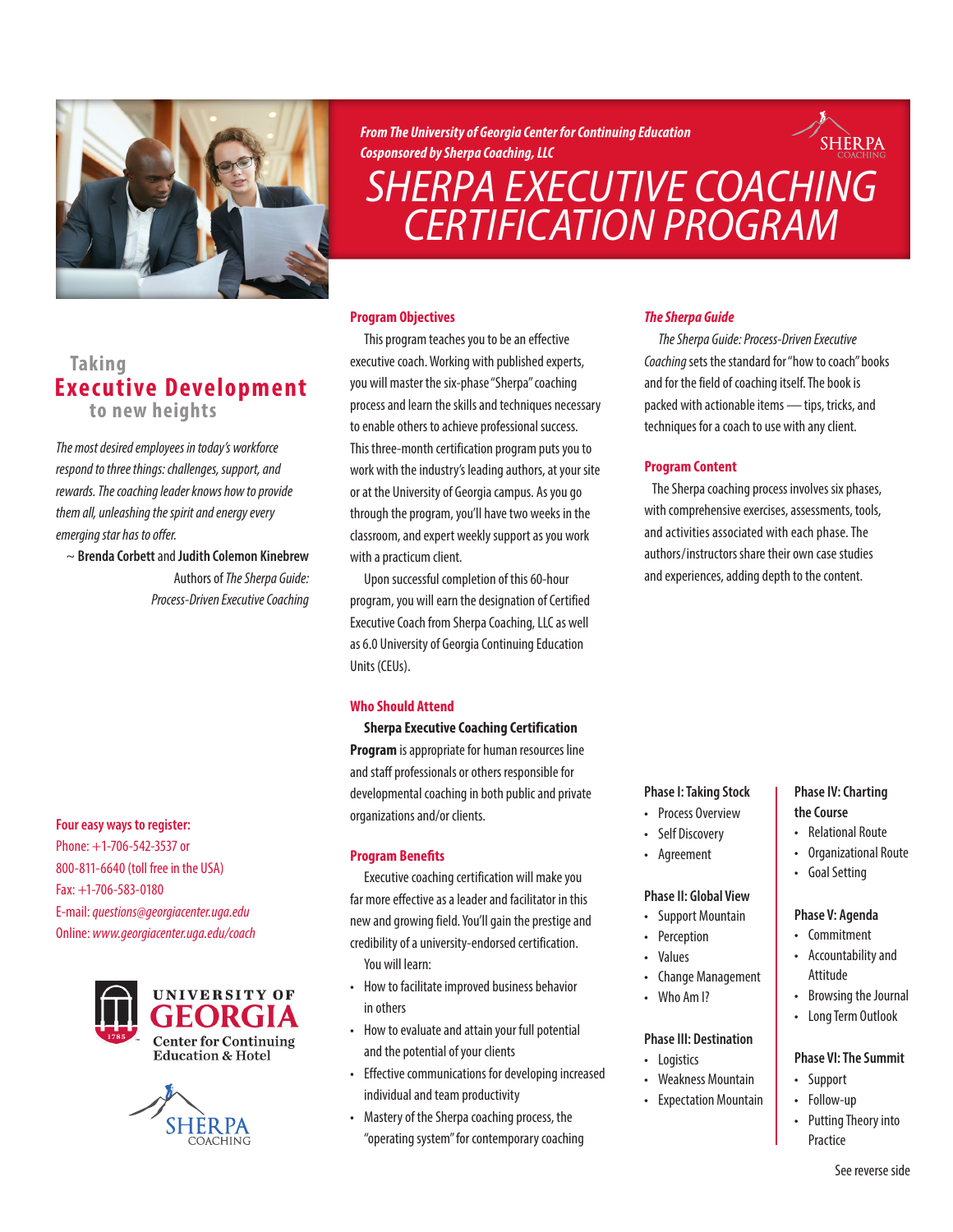*From The University of Georgia Center for Continuing Education*
*Cosponsored by Sherpa Coaching, LLC*

# SHERPA EXECUTIVE COACHING CERTIFICATION PROGRAM

## Taking Executive Development to new heights

*The most desired employees in today's workforce respond to three things: challenges, support, and rewards. The coaching leader knows how to provide them all, unleashing the spirit and energy every emerging star has to offer.*

~ **Brenda Corbett** and **Judith Colemon Kinebrew**
Authors of *The Sherpa Guide: Process-Driven Executive Coaching*

### Program Objectives

This program teaches you to be an effective executive coach. Working with published experts, you will master the six-phase "Sherpa" coaching process and learn the skills and techniques necessary to enable others to achieve professional success. This three-month certification program puts you to work with the industry's leading authors, at your site or at the University of Georgia campus. As you go through the program, you'll have two weeks in the classroom, and expert weekly support as you work with a practicum client.

Upon successful completion of this 60-hour program, you will earn the designation of Certified Executive Coach from Sherpa Coaching, LLC as well as 6.0 University of Georgia Continuing Education Units (CEUs).

### Who Should Attend

**Sherpa Executive Coaching Certification Program** is appropriate for human resources line and staff professionals or others responsible for developmental coaching in both public and private organizations and/or clients.

### Program Benefits

Executive coaching certification will make you far more effective as a leader and facilitator in this new and growing field. You'll gain the prestige and credibility of a university-endorsed certification.

You will learn:

- How to facilitate improved business behavior in others
- How to evaluate and attain your full potential and the potential of your clients
- Effective communications for developing increased individual and team productivity
- Mastery of the Sherpa coaching process, the "operating system" for contemporary coaching

### *The Sherpa Guide*

*The Sherpa Guide: Process-Driven Executive Coaching* sets the standard for "how to coach" books and for the field of coaching itself. The book is packed with actionable items — tips, tricks, and techniques for a coach to use with any client.

### Program Content

The Sherpa coaching process involves six phases, with comprehensive exercises, assessments, tools, and activities associated with each phase. The authors/instructors share their own case studies and experiences, adding depth to the content.

**Phase I: Taking Stock**
- Process Overview
- Self Discovery
- Agreement

**Phase II: Global View**
- Support Mountain
- Perception
- Values
- Change Management
- Who Am I?

**Phase III: Destination**
- Logistics
- Weakness Mountain
- Expectation Mountain

**Phase IV: Charting the Course**
- Relational Route
- Organizational Route
- Goal Setting

**Phase V: Agenda**
- Commitment
- Accountability and Attitude
- Browsing the Journal
- Long Term Outlook

**Phase VI: The Summit**
- Support
- Follow-up
- Putting Theory into Practice

### Four easy ways to register:

Phone: +1-706-542-3537 or 800-811-6640 (toll free in the USA)
Fax: +1-706-583-0180
E-mail: *questions@georgiacenter.uga.edu*
Online: *www.georgiacenter.uga.edu/coach*

UNIVERSITY OF GEORGIA Center for Continuing Education & Hotel

SHERPA COACHING

See reverse side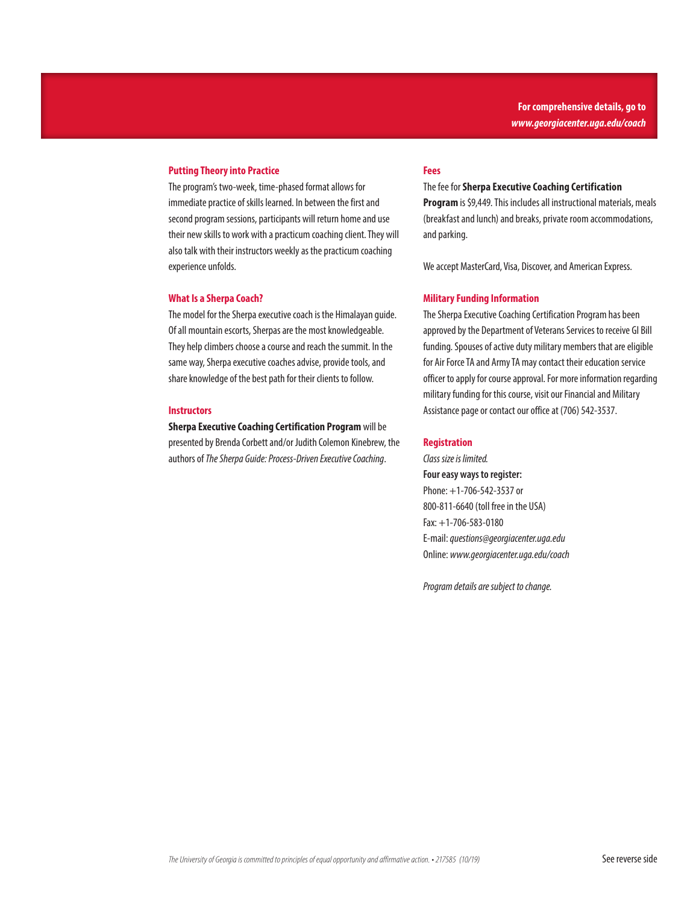**For comprehensive details, go to**
***www.georgiacenter.uga.edu/coach***

### Putting Theory into Practice

The program's two-week, time-phased format allows for immediate practice of skills learned. In between the first and second program sessions, participants will return home and use their new skills to work with a practicum coaching client. They will also talk with their instructors weekly as the practicum coaching experience unfolds.

### What Is a Sherpa Coach?

The model for the Sherpa executive coach is the Himalayan guide. Of all mountain escorts, Sherpas are the most knowledgeable. They help climbers choose a course and reach the summit. In the same way, Sherpa executive coaches advise, provide tools, and share knowledge of the best path for their clients to follow.

### Instructors

**Sherpa Executive Coaching Certification Program** will be presented by Brenda Corbett and/or Judith Colemon Kinebrew, the authors of *The Sherpa Guide: Process-Driven Executive Coaching*.

### Fees

The fee for **Sherpa Executive Coaching Certification Program** is $9,449. This includes all instructional materials, meals (breakfast and lunch) and breaks, private room accommodations, and parking.

We accept MasterCard, Visa, Discover, and American Express.

### Military Funding Information

The Sherpa Executive Coaching Certification Program has been approved by the Department of Veterans Services to receive GI Bill funding. Spouses of active duty military members that are eligible for Air Force TA and Army TA may contact their education service officer to apply for course approval. For more information regarding military funding for this course, visit our Financial and Military Assistance page or contact our office at (706) 542-3537.

### Registration

*Class size is limited.*

**Four easy ways to register:**

Phone: +1-706-542-3537 or
800-811-6640 (toll free in the USA)
Fax: +1-706-583-0180
E-mail: *questions@georgiacenter.uga.edu*
Online: *www.georgiacenter.uga.edu/coach*

*Program details are subject to change.*

*The University of Georgia is committed to principles of equal opportunity and affirmative action. • 217585 (10/19)*

See reverse side